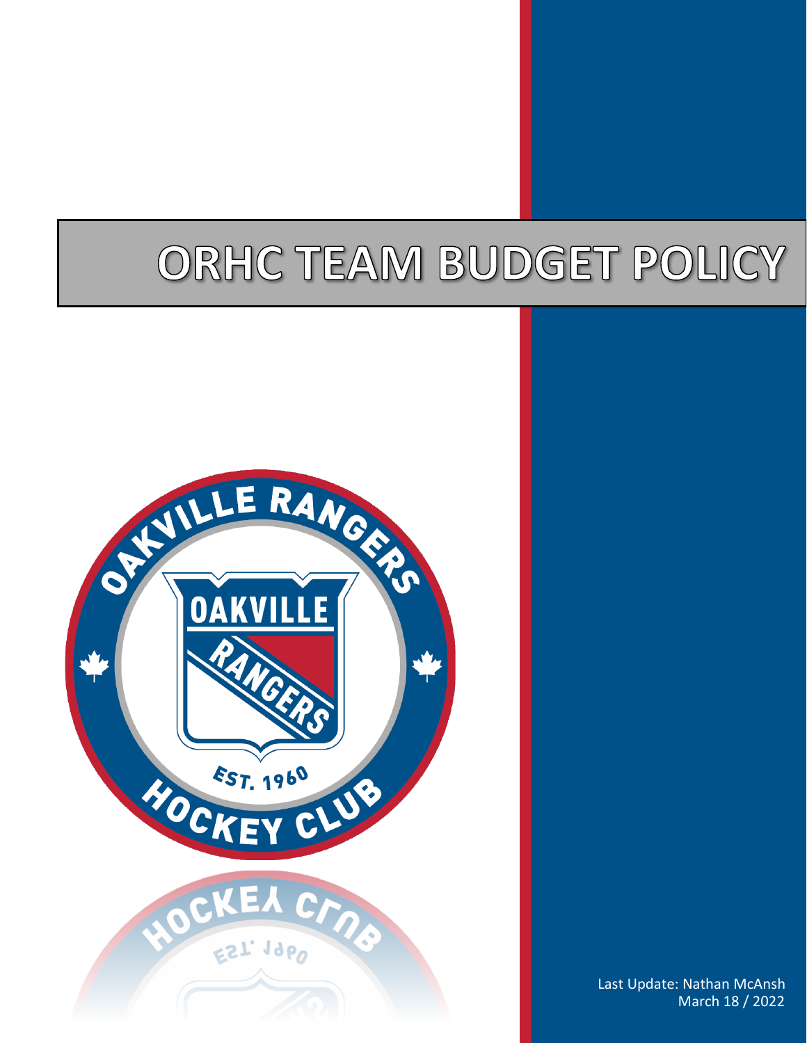# ORHC TEAM BUDGET POLICY

Last Update: Nathan McAnsh
March 18 / 2022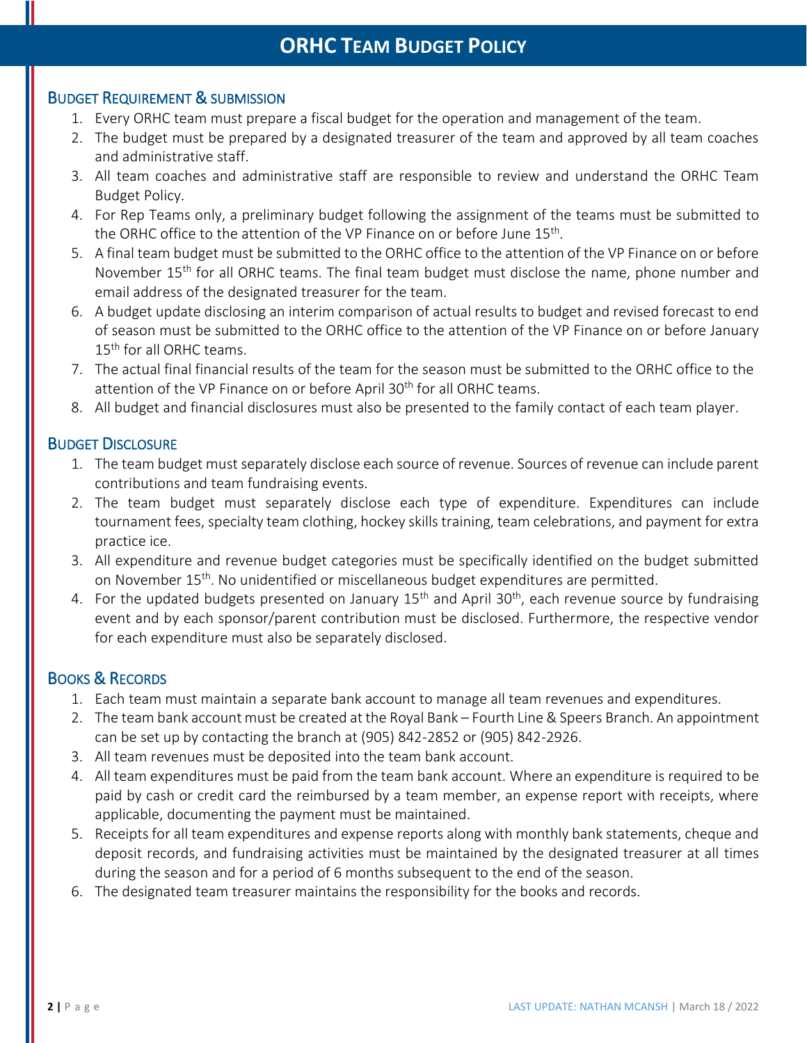# ORHC Team Budget Policy

## Budget Requirement & Submission

1. Every ORHC team must prepare a fiscal budget for the operation and management of the team.
2. The budget must be prepared by a designated treasurer of the team and approved by all team coaches and administrative staff.
3. All team coaches and administrative staff are responsible to review and understand the ORHC Team Budget Policy.
4. For Rep Teams only, a preliminary budget following the assignment of the teams must be submitted to the ORHC office to the attention of the VP Finance on or before June 15th.
5. A final team budget must be submitted to the ORHC office to the attention of the VP Finance on or before November 15th for all ORHC teams. The final team budget must disclose the name, phone number and email address of the designated treasurer for the team.
6. A budget update disclosing an interim comparison of actual results to budget and revised forecast to end of season must be submitted to the ORHC office to the attention of the VP Finance on or before January 15th for all ORHC teams.
7. The actual final financial results of the team for the season must be submitted to the ORHC office to the attention of the VP Finance on or before April 30th for all ORHC teams.
8. All budget and financial disclosures must also be presented to the family contact of each team player.

## Budget Disclosure

1. The team budget must separately disclose each source of revenue. Sources of revenue can include parent contributions and team fundraising events.
2. The team budget must separately disclose each type of expenditure. Expenditures can include tournament fees, specialty team clothing, hockey skills training, team celebrations, and payment for extra practice ice.
3. All expenditure and revenue budget categories must be specifically identified on the budget submitted on November 15th. No unidentified or miscellaneous budget expenditures are permitted.
4. For the updated budgets presented on January 15th and April 30th, each revenue source by fundraising event and by each sponsor/parent contribution must be disclosed. Furthermore, the respective vendor for each expenditure must also be separately disclosed.

## Books & Records

1. Each team must maintain a separate bank account to manage all team revenues and expenditures.
2. The team bank account must be created at the Royal Bank – Fourth Line & Speers Branch. An appointment can be set up by contacting the branch at (905) 842-2852 or (905) 842-2926.
3. All team revenues must be deposited into the team bank account.
4. All team expenditures must be paid from the team bank account. Where an expenditure is required to be paid by cash or credit card the reimbursed by a team member, an expense report with receipts, where applicable, documenting the payment must be maintained.
5. Receipts for all team expenditures and expense reports along with monthly bank statements, cheque and deposit records, and fundraising activities must be maintained by the designated treasurer at all times during the season and for a period of 6 months subsequent to the end of the season.
6. The designated team treasurer maintains the responsibility for the books and records.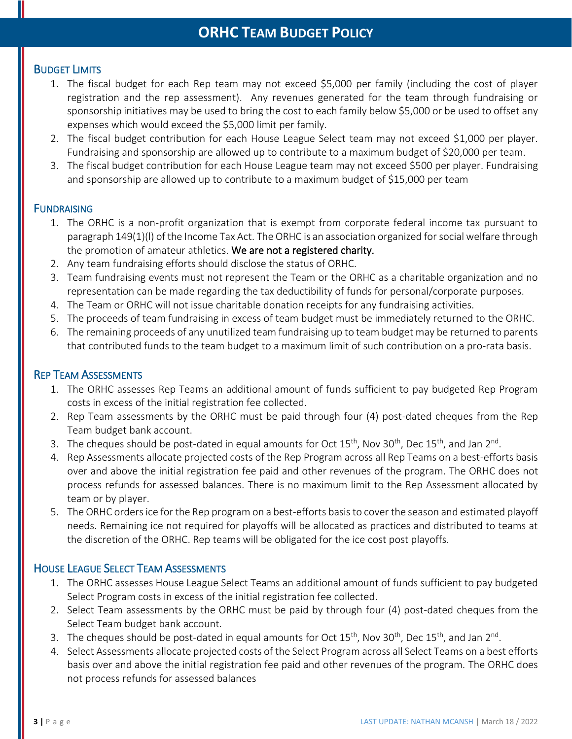# ORHC Team Budget Policy

## Budget Limits

1. The fiscal budget for each Rep team may not exceed $5,000 per family (including the cost of player registration and the rep assessment). Any revenues generated for the team through fundraising or sponsorship initiatives may be used to bring the cost to each family below $5,000 or be used to offset any expenses which would exceed the $5,000 limit per family.
2. The fiscal budget contribution for each House League Select team may not exceed $1,000 per player. Fundraising and sponsorship are allowed up to contribute to a maximum budget of $20,000 per team.
3. The fiscal budget contribution for each House League team may not exceed $500 per player. Fundraising and sponsorship are allowed up to contribute to a maximum budget of $15,000 per team

## Fundraising

1. The ORHC is a non-profit organization that is exempt from corporate federal income tax pursuant to paragraph 149(1)(l) of the Income Tax Act. The ORHC is an association organized for social welfare through the promotion of amateur athletics. **We are not a registered charity.**
2. Any team fundraising efforts should disclose the status of ORHC.
3. Team fundraising events must not represent the Team or the ORHC as a charitable organization and no representation can be made regarding the tax deductibility of funds for personal/corporate purposes.
4. The Team or ORHC will not issue charitable donation receipts for any fundraising activities.
5. The proceeds of team fundraising in excess of team budget must be immediately returned to the ORHC.
6. The remaining proceeds of any unutilized team fundraising up to team budget may be returned to parents that contributed funds to the team budget to a maximum limit of such contribution on a pro-rata basis.

## Rep Team Assessments

1. The ORHC assesses Rep Teams an additional amount of funds sufficient to pay budgeted Rep Program costs in excess of the initial registration fee collected.
2. Rep Team assessments by the ORHC must be paid through four (4) post-dated cheques from the Rep Team budget bank account.
3. The cheques should be post-dated in equal amounts for Oct 15th, Nov 30th, Dec 15th, and Jan 2nd.
4. Rep Assessments allocate projected costs of the Rep Program across all Rep Teams on a best-efforts basis over and above the initial registration fee paid and other revenues of the program. The ORHC does not process refunds for assessed balances. There is no maximum limit to the Rep Assessment allocated by team or by player.
5. The ORHC orders ice for the Rep program on a best-efforts basis to cover the season and estimated playoff needs. Remaining ice not required for playoffs will be allocated as practices and distributed to teams at the discretion of the ORHC. Rep teams will be obligated for the ice cost post playoffs.

## House League Select Team Assessments

1. The ORHC assesses House League Select Teams an additional amount of funds sufficient to pay budgeted Select Program costs in excess of the initial registration fee collected.
2. Select Team assessments by the ORHC must be paid by through four (4) post-dated cheques from the Select Team budget bank account.
3. The cheques should be post-dated in equal amounts for Oct 15th, Nov 30th, Dec 15th, and Jan 2nd.
4. Select Assessments allocate projected costs of the Select Program across all Select Teams on a best efforts basis over and above the initial registration fee paid and other revenues of the program. The ORHC does not process refunds for assessed balances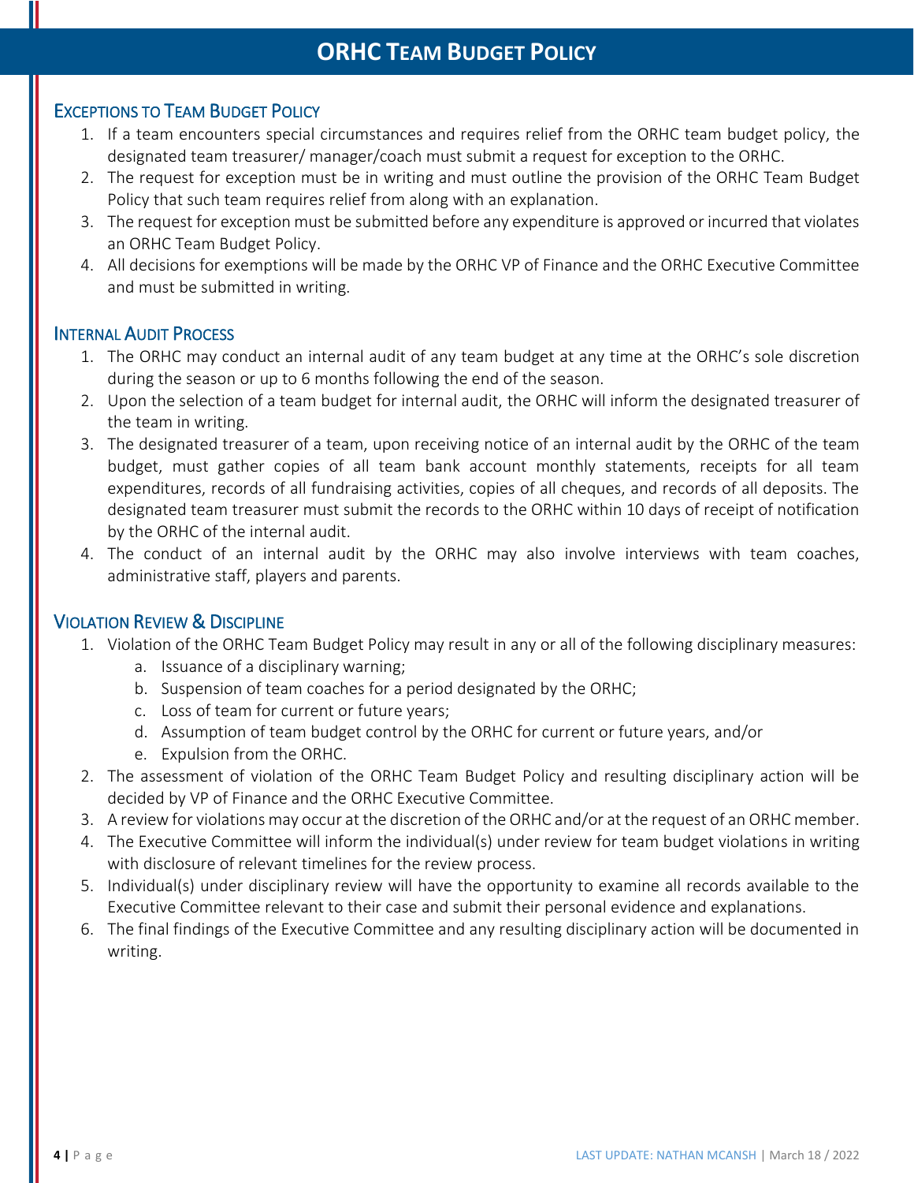# ORHC Team Budget Policy

## Exceptions to Team Budget Policy

1. If a team encounters special circumstances and requires relief from the ORHC team budget policy, the designated team treasurer/ manager/coach must submit a request for exception to the ORHC.
2. The request for exception must be in writing and must outline the provision of the ORHC Team Budget Policy that such team requires relief from along with an explanation.
3. The request for exception must be submitted before any expenditure is approved or incurred that violates an ORHC Team Budget Policy.
4. All decisions for exemptions will be made by the ORHC VP of Finance and the ORHC Executive Committee and must be submitted in writing.

## Internal Audit Process

1. The ORHC may conduct an internal audit of any team budget at any time at the ORHC's sole discretion during the season or up to 6 months following the end of the season.
2. Upon the selection of a team budget for internal audit, the ORHC will inform the designated treasurer of the team in writing.
3. The designated treasurer of a team, upon receiving notice of an internal audit by the ORHC of the team budget, must gather copies of all team bank account monthly statements, receipts for all team expenditures, records of all fundraising activities, copies of all cheques, and records of all deposits. The designated team treasurer must submit the records to the ORHC within 10 days of receipt of notification by the ORHC of the internal audit.
4. The conduct of an internal audit by the ORHC may also involve interviews with team coaches, administrative staff, players and parents.

## Violation Review & Discipline

1. Violation of the ORHC Team Budget Policy may result in any or all of the following disciplinary measures:
   a. Issuance of a disciplinary warning;
   b. Suspension of team coaches for a period designated by the ORHC;
   c. Loss of team for current or future years;
   d. Assumption of team budget control by the ORHC for current or future years, and/or
   e. Expulsion from the ORHC.
2. The assessment of violation of the ORHC Team Budget Policy and resulting disciplinary action will be decided by VP of Finance and the ORHC Executive Committee.
3. A review for violations may occur at the discretion of the ORHC and/or at the request of an ORHC member.
4. The Executive Committee will inform the individual(s) under review for team budget violations in writing with disclosure of relevant timelines for the review process.
5. Individual(s) under disciplinary review will have the opportunity to examine all records available to the Executive Committee relevant to their case and submit their personal evidence and explanations.
6. The final findings of the Executive Committee and any resulting disciplinary action will be documented in writing.